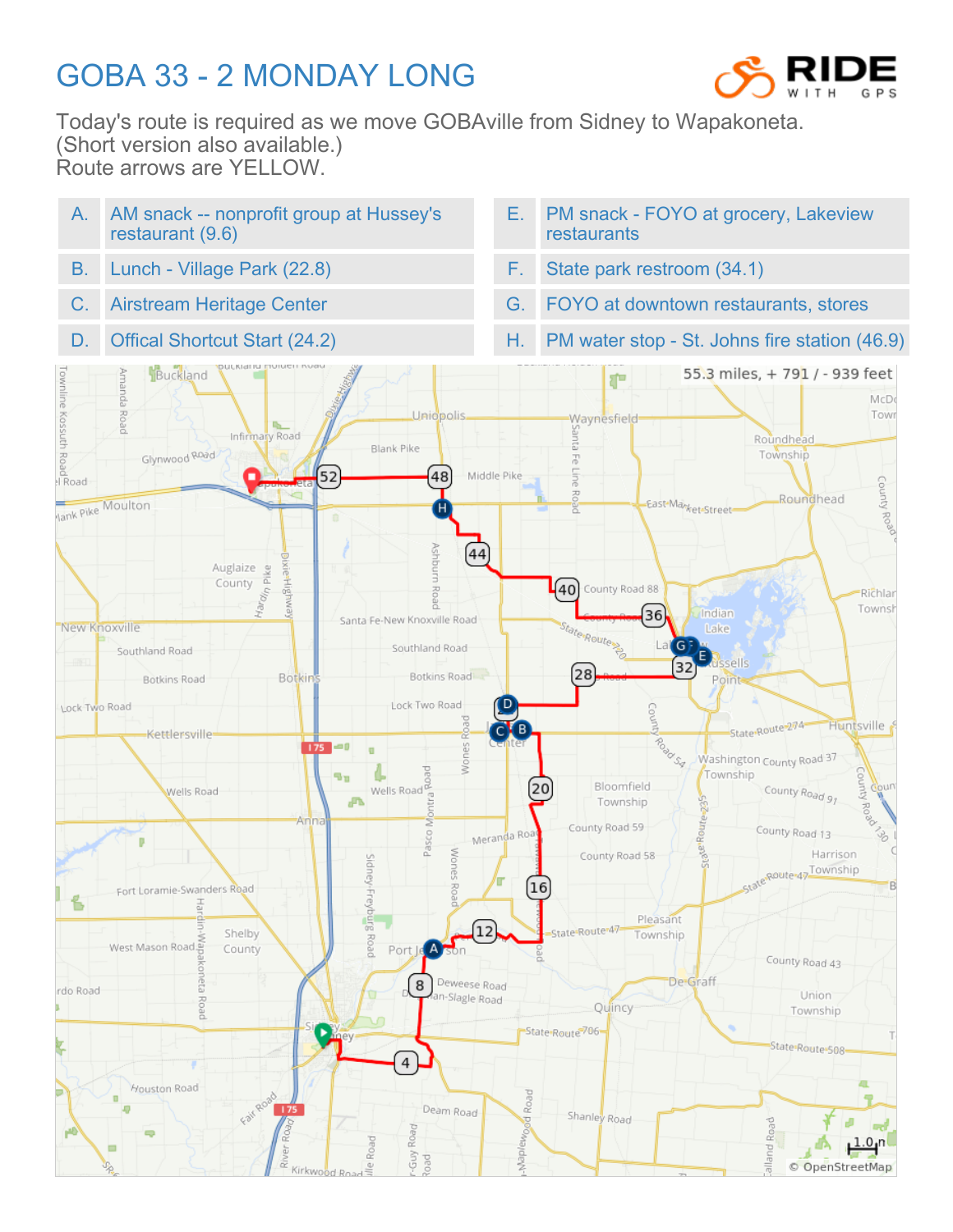# GOBA 33 - 2 MONDAY LONG

Today's route is required as we move GOBAville from Sidney to Wapakoneta. (Short version also available.)
Route arrows are YELLOW.

| | | | |
|---|---|---|---|
| A. | AM snack -- nonprofit group at Hussey's restaurant (9.6) | E. | PM snack - FOYO at grocery, Lakeview restaurants |
| B. | Lunch - Village Park (22.8) | F. | State park restroom (34.1) |
| C. | Airstream Heritage Center | G. | FOYO at downtown restaurants, stores |
| D. | Offical Shortcut Start (24.2) | H. | PM water stop - St. Johns fire station (46.9) |

55.3 miles, + 791 / - 939 feet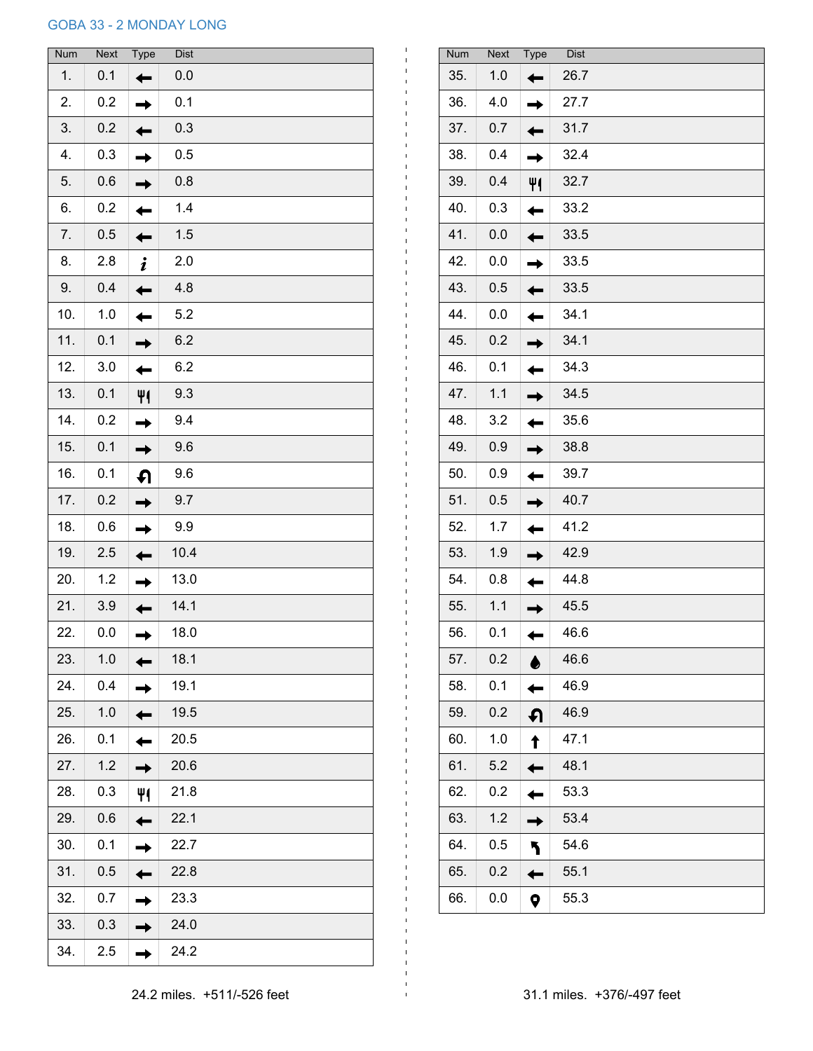GOBA 33 - 2 MONDAY LONG

| Num | Next | Type | Dist |
|---|---|---|---|
| 1. | 0.1 | ← | 0.0 |
| 2. | 0.2 | → | 0.1 |
| 3. | 0.2 | ← | 0.3 |
| 4. | 0.3 | → | 0.5 |
| 5. | 0.6 | → | 0.8 |
| 6. | 0.2 | ← | 1.4 |
| 7. | 0.5 | ← | 1.5 |
| 8. | 2.8 | i | 2.0 |
| 9. | 0.4 | ← | 4.8 |
| 10. | 1.0 | ← | 5.2 |
| 11. | 0.1 | → | 6.2 |
| 12. | 3.0 | ← | 6.2 |
| 13. | 0.1 | 🍴 | 9.3 |
| 14. | 0.2 | → | 9.4 |
| 15. | 0.1 | → | 9.6 |
| 16. | 0.1 | ↶ | 9.6 |
| 17. | 0.2 | → | 9.7 |
| 18. | 0.6 | → | 9.9 |
| 19. | 2.5 | ← | 10.4 |
| 20. | 1.2 | → | 13.0 |
| 21. | 3.9 | ← | 14.1 |
| 22. | 0.0 | → | 18.0 |
| 23. | 1.0 | ← | 18.1 |
| 24. | 0.4 | → | 19.1 |
| 25. | 1.0 | ← | 19.5 |
| 26. | 0.1 | ← | 20.5 |
| 27. | 1.2 | → | 20.6 |
| 28. | 0.3 | 🍴 | 21.8 |
| 29. | 0.6 | ← | 22.1 |
| 30. | 0.1 | → | 22.7 |
| 31. | 0.5 | ← | 22.8 |
| 32. | 0.7 | → | 23.3 |
| 33. | 0.3 | → | 24.0 |
| 34. | 2.5 | → | 24.2 |

24.2 miles. +511/-526 feet

| Num | Next | Type | Dist |
|---|---|---|---|
| 35. | 1.0 | ← | 26.7 |
| 36. | 4.0 | → | 27.7 |
| 37. | 0.7 | ← | 31.7 |
| 38. | 0.4 | → | 32.4 |
| 39. | 0.4 | 🍴 | 32.7 |
| 40. | 0.3 | ← | 33.2 |
| 41. | 0.0 | ← | 33.5 |
| 42. | 0.0 | → | 33.5 |
| 43. | 0.5 | ← | 33.5 |
| 44. | 0.0 | ← | 34.1 |
| 45. | 0.2 | → | 34.1 |
| 46. | 0.1 | ← | 34.3 |
| 47. | 1.1 | → | 34.5 |
| 48. | 3.2 | ← | 35.6 |
| 49. | 0.9 | → | 38.8 |
| 50. | 0.9 | ← | 39.7 |
| 51. | 0.5 | → | 40.7 |
| 52. | 1.7 | ← | 41.2 |
| 53. | 1.9 | → | 42.9 |
| 54. | 0.8 | ← | 44.8 |
| 55. | 1.1 | → | 45.5 |
| 56. | 0.1 | ← | 46.6 |
| 57. | 0.2 | 💧 | 46.6 |
| 58. | 0.1 | ← | 46.9 |
| 59. | 0.2 | ↶ | 46.9 |
| 60. | 1.0 | ↑ | 47.1 |
| 61. | 5.2 | ← | 48.1 |
| 62. | 0.2 | ← | 53.3 |
| 63. | 1.2 | → | 53.4 |
| 64. | 0.5 | ↰ | 54.6 |
| 65. | 0.2 | ← | 55.1 |
| 66. | 0.0 | 📍 | 55.3 |

31.1 miles. +376/-497 feet